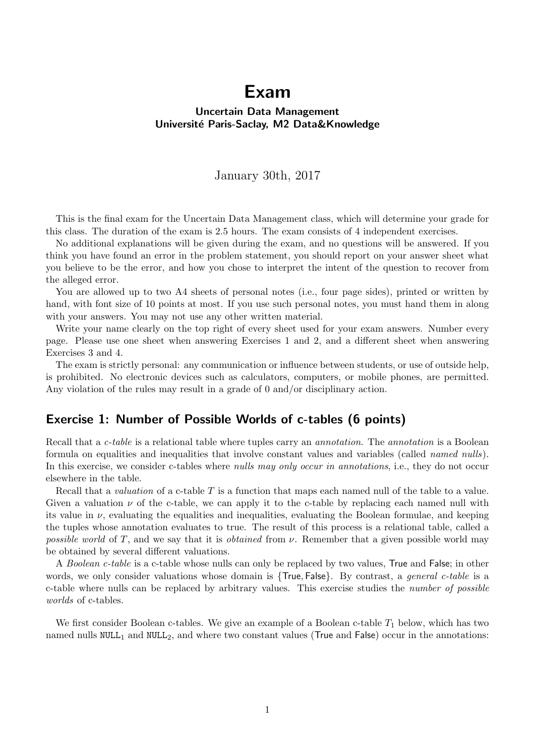# Exam

**Uncertain Data Management**
**Université Paris-Saclay, M2 Data&Knowledge**

January 30th, 2017

This is the final exam for the Uncertain Data Management class, which will determine your grade for this class. The duration of the exam is 2.5 hours. The exam consists of 4 independent exercises.

No additional explanations will be given during the exam, and no questions will be answered. If you think you have found an error in the problem statement, you should report on your answer sheet what you believe to be the error, and how you chose to interpret the intent of the question to recover from the alleged error.

You are allowed up to two A4 sheets of personal notes (i.e., four page sides), printed or written by hand, with font size of 10 points at most. If you use such personal notes, you must hand them in along with your answers. You may not use any other written material.

Write your name clearly on the top right of every sheet used for your exam answers. Number every page. Please use one sheet when answering Exercises 1 and 2, and a different sheet when answering Exercises 3 and 4.

The exam is strictly personal: any communication or influence between students, or use of outside help, is prohibited. No electronic devices such as calculators, computers, or mobile phones, are permitted. Any violation of the rules may result in a grade of 0 and/or disciplinary action.

## Exercise 1: Number of Possible Worlds of c-tables (6 points)

Recall that a *c-table* is a relational table where tuples carry an *annotation*. The *annotation* is a Boolean formula on equalities and inequalities that involve constant values and variables (called *named nulls*). In this exercise, we consider c-tables where *nulls may only occur in annotations*, i.e., they do not occur elsewhere in the table.

Recall that a *valuation* of a c-table $T$ is a function that maps each named null of the table to a value. Given a valuation $\nu$ of the c-table, we can apply it to the c-table by replacing each named null with its value in $\nu$, evaluating the equalities and inequalities, evaluating the Boolean formulae, and keeping the tuples whose annotation evaluates to true. The result of this process is a relational table, called a *possible world* of $T$, and we say that it is *obtained* from $\nu$. Remember that a given possible world may be obtained by several different valuations.

A *Boolean c-table* is a c-table whose nulls can only be replaced by two values, True and False; in other words, we only consider valuations whose domain is {True, False}. By contrast, a *general c-table* is a c-table where nulls can be replaced by arbitrary values. This exercise studies the *number of possible worlds* of c-tables.

We first consider Boolean c-tables. We give an example of a Boolean c-table $T_1$ below, which has two named nulls $\texttt{NULL}_1$ and $\texttt{NULL}_2$, and where two constant values (True and False) occur in the annotations: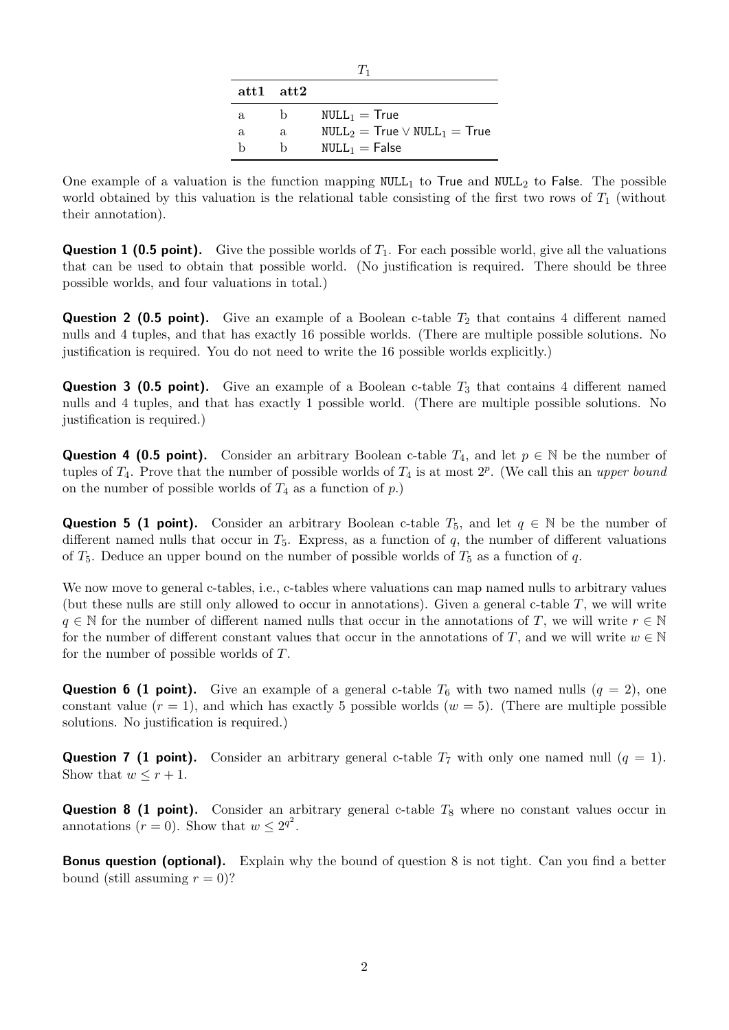$T_1$

| att1 | att2 | |
|---|---|---|
| a | b | $\texttt{NULL}_1 = \mathsf{True}$ |
| a | a | $\texttt{NULL}_2 = \mathsf{True} \vee \texttt{NULL}_1 = \mathsf{True}$ |
| b | b | $\texttt{NULL}_1 = \mathsf{False}$ |

One example of a valuation is the function mapping $\texttt{NULL}_1$ to True and $\texttt{NULL}_2$ to False. The possible world obtained by this valuation is the relational table consisting of the first two rows of $T_1$ (without their annotation).

**Question 1 (0.5 point).** Give the possible worlds of $T_1$. For each possible world, give all the valuations that can be used to obtain that possible world. (No justification is required. There should be three possible worlds, and four valuations in total.)

**Question 2 (0.5 point).** Give an example of a Boolean c-table $T_2$ that contains 4 different named nulls and 4 tuples, and that has exactly 16 possible worlds. (There are multiple possible solutions. No justification is required. You do not need to write the 16 possible worlds explicitly.)

**Question 3 (0.5 point).** Give an example of a Boolean c-table $T_3$ that contains 4 different named nulls and 4 tuples, and that has exactly 1 possible world. (There are multiple possible solutions. No justification is required.)

**Question 4 (0.5 point).** Consider an arbitrary Boolean c-table $T_4$, and let $p \in \mathbb{N}$ be the number of tuples of $T_4$. Prove that the number of possible worlds of $T_4$ is at most $2^p$. (We call this an *upper bound* on the number of possible worlds of $T_4$ as a function of $p$.)

**Question 5 (1 point).** Consider an arbitrary Boolean c-table $T_5$, and let $q \in \mathbb{N}$ be the number of different named nulls that occur in $T_5$. Express, as a function of $q$, the number of different valuations of $T_5$. Deduce an upper bound on the number of possible worlds of $T_5$ as a function of $q$.

We now move to general c-tables, i.e., c-tables where valuations can map named nulls to arbitrary values (but these nulls are still only allowed to occur in annotations). Given a general c-table $T$, we will write $q \in \mathbb{N}$ for the number of different named nulls that occur in the annotations of $T$, we will write $r \in \mathbb{N}$ for the number of different constant values that occur in the annotations of $T$, and we will write $w \in \mathbb{N}$ for the number of possible worlds of $T$.

**Question 6 (1 point).** Give an example of a general c-table $T_6$ with two named nulls ($q = 2$), one constant value ($r = 1$), and which has exactly 5 possible worlds ($w = 5$). (There are multiple possible solutions. No justification is required.)

**Question 7 (1 point).** Consider an arbitrary general c-table $T_7$ with only one named null ($q = 1$). Show that $w \leq r + 1$.

**Question 8 (1 point).** Consider an arbitrary general c-table $T_8$ where no constant values occur in annotations ($r = 0$). Show that $w \leq 2^{q^2}$.

**Bonus question (optional).** Explain why the bound of question 8 is not tight. Can you find a better bound (still assuming $r = 0$)?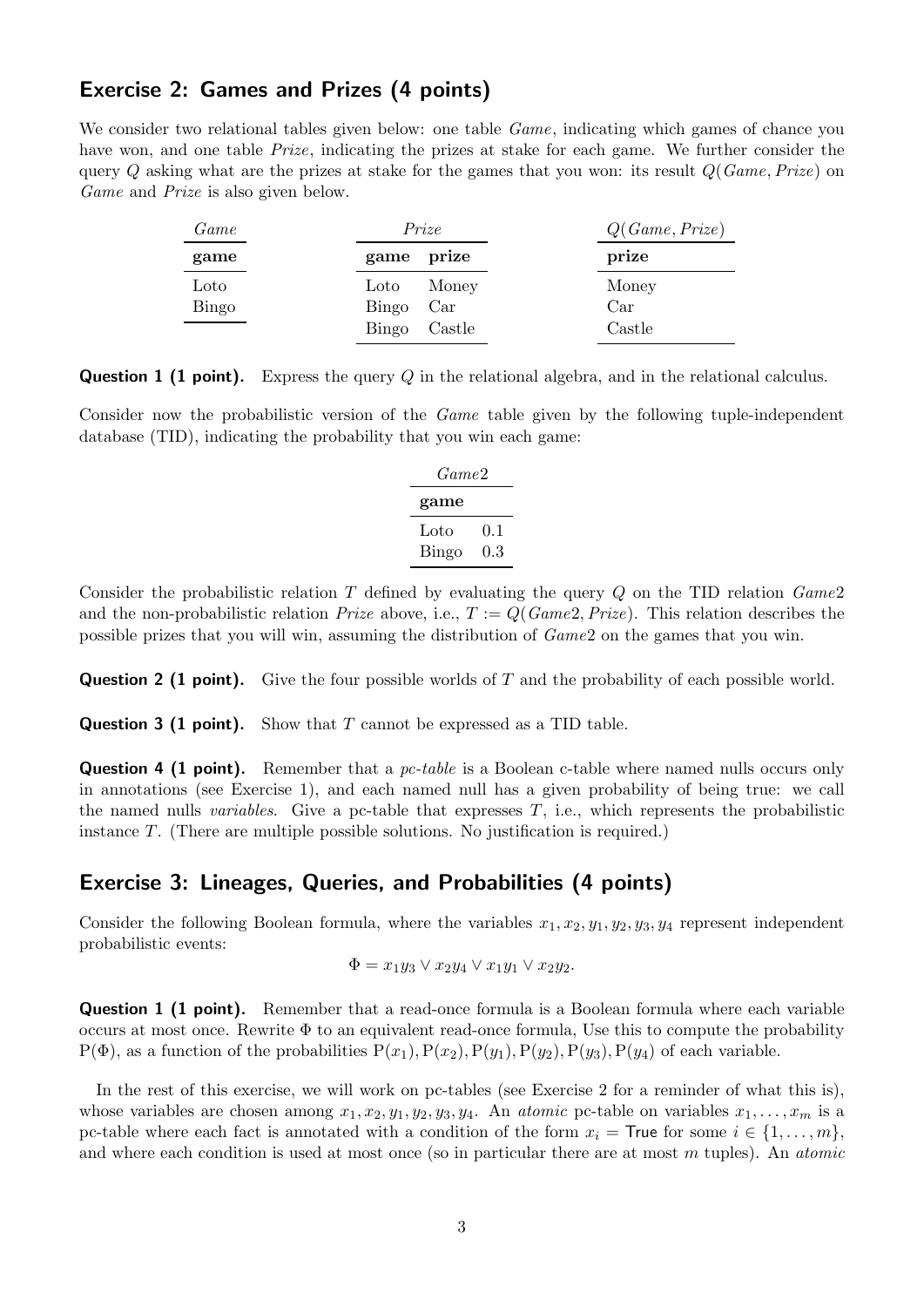## Exercise 2: Games and Prizes (4 points)

We consider two relational tables given below: one table *Game*, indicating which games of chance you have won, and one table *Prize*, indicating the prizes at stake for each game. We further consider the query $Q$ asking what are the prizes at stake for the games that you won: its result $Q(Game, Prize)$ on *Game* and *Prize* is also given below.

*Game*

| **game** |
|---|
| Loto |
| Bingo |

*Prize*

| **game** | **prize** |
|---|---|
| Loto | Money |
| Bingo | Car |
| Bingo | Castle |

$Q(Game, Prize)$

| **prize** |
|---|
| Money |
| Car |
| Castle |

**Question 1 (1 point).** Express the query $Q$ in the relational algebra, and in the relational calculus.

Consider now the probabilistic version of the *Game* table given by the following tuple-independent database (TID), indicating the probability that you win each game:

*Game2*

| **game** | |
|---|---|
| Loto | 0.1 |
| Bingo | 0.3 |

Consider the probabilistic relation $T$ defined by evaluating the query $Q$ on the TID relation *Game2* and the non-probabilistic relation *Prize* above, i.e., $T := Q(Game2, Prize)$. This relation describes the possible prizes that you will win, assuming the distribution of *Game2* on the games that you win.

**Question 2 (1 point).** Give the four possible worlds of $T$ and the probability of each possible world.

**Question 3 (1 point).** Show that $T$ cannot be expressed as a TID table.

**Question 4 (1 point).** Remember that a *pc-table* is a Boolean c-table where named nulls occurs only in annotations (see Exercise 1), and each named null has a given probability of being true: we call the named nulls *variables*. Give a pc-table that expresses $T$, i.e., which represents the probabilistic instance $T$. (There are multiple possible solutions. No justification is required.)

## Exercise 3: Lineages, Queries, and Probabilities (4 points)

Consider the following Boolean formula, where the variables $x_1, x_2, y_1, y_2, y_3, y_4$ represent independent probabilistic events:

$$\Phi = x_1 y_3 \vee x_2 y_4 \vee x_1 y_1 \vee x_2 y_2.$$

**Question 1 (1 point).** Remember that a read-once formula is a Boolean formula where each variable occurs at most once. Rewrite $\Phi$ to an equivalent read-once formula, Use this to compute the probability $\mathrm{P}(\Phi)$, as a function of the probabilities $\mathrm{P}(x_1), \mathrm{P}(x_2), \mathrm{P}(y_1), \mathrm{P}(y_2), \mathrm{P}(y_3), \mathrm{P}(y_4)$ of each variable.

In the rest of this exercise, we will work on pc-tables (see Exercise 2 for a reminder of what this is), whose variables are chosen among $x_1, x_2, y_1, y_2, y_3, y_4$. An *atomic* pc-table on variables $x_1, \ldots, x_m$ is a pc-table where each fact is annotated with a condition of the form $x_i = \mathsf{True}$ for some $i \in \{1, \ldots, m\}$, and where each condition is used at most once (so in particular there are at most $m$ tuples). An *atomic*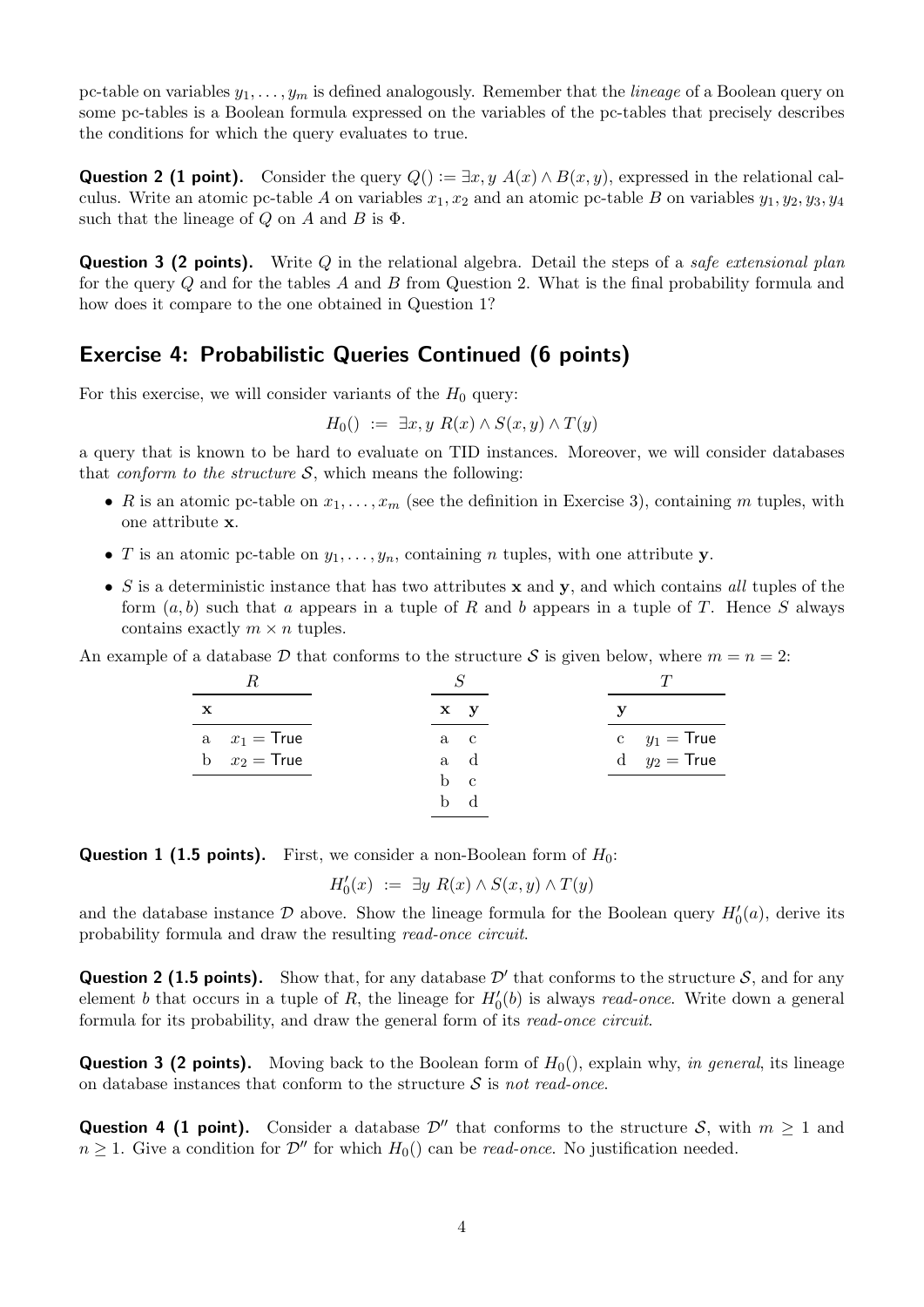pc-table on variables $y_1, \ldots, y_m$ is defined analogously. Remember that the *lineage* of a Boolean query on some pc-tables is a Boolean formula expressed on the variables of the pc-tables that precisely describes the conditions for which the query evaluates to true.

**Question 2 (1 point).** Consider the query $Q() := \exists x, y\ A(x) \wedge B(x, y)$, expressed in the relational calculus. Write an atomic pc-table $A$ on variables $x_1, x_2$ and an atomic pc-table $B$ on variables $y_1, y_2, y_3, y_4$ such that the lineage of $Q$ on $A$ and $B$ is $\Phi$.

**Question 3 (2 points).** Write $Q$ in the relational algebra. Detail the steps of a *safe extensional plan* for the query $Q$ and for the tables $A$ and $B$ from Question 2. What is the final probability formula and how does it compare to the one obtained in Question 1?

## Exercise 4: Probabilistic Queries Continued (6 points)

For this exercise, we will consider variants of the $H_0$ query:

$$H_0() \ := \ \exists x, y\ R(x) \wedge S(x, y) \wedge T(y)$$

a query that is known to be hard to evaluate on TID instances. Moreover, we will consider databases that *conform to the structure* $\mathcal{S}$, which means the following:

- $R$ is an atomic pc-table on $x_1, \ldots, x_m$ (see the definition in Exercise 3), containing $m$ tuples, with one attribute **x**.
- $T$ is an atomic pc-table on $y_1, \ldots, y_n$, containing $n$ tuples, with one attribute **y**.
- $S$ is a deterministic instance that has two attributes **x** and **y**, and which contains *all* tuples of the form $(a, b)$ such that $a$ appears in a tuple of $R$ and $b$ appears in a tuple of $T$. Hence $S$ always contains exactly $m \times n$ tuples.

An example of a database $\mathcal{D}$ that conforms to the structure $\mathcal{S}$ is given below, where $m = n = 2$:

$R$

| **x** | |
|---|---|
| a | $x_1 = \mathsf{True}$ |
| b | $x_2 = \mathsf{True}$ |

$S$

| **x** | **y** |
|---|---|
| a | c |
| a | d |
| b | c |
| b | d |

$T$

| **y** | |
|---|---|
| c | $y_1 = \mathsf{True}$ |
| d | $y_2 = \mathsf{True}$ |

**Question 1 (1.5 points).** First, we consider a non-Boolean form of $H_0$:

$$H_0'(x) \ := \ \exists y\ R(x) \wedge S(x, y) \wedge T(y)$$

and the database instance $\mathcal{D}$ above. Show the lineage formula for the Boolean query $H_0'(a)$, derive its probability formula and draw the resulting *read-once circuit*.

**Question 2 (1.5 points).** Show that, for any database $\mathcal{D}'$ that conforms to the structure $\mathcal{S}$, and for any element $b$ that occurs in a tuple of $R$, the lineage for $H_0'(b)$ is always *read-once*. Write down a general formula for its probability, and draw the general form of its *read-once circuit*.

**Question 3 (2 points).** Moving back to the Boolean form of $H_0()$, explain why, *in general*, its lineage on database instances that conform to the structure $\mathcal{S}$ is *not read-once*.

**Question 4 (1 point).** Consider a database $\mathcal{D}''$ that conforms to the structure $\mathcal{S}$, with $m \geq 1$ and $n \geq 1$. Give a condition for $\mathcal{D}''$ for which $H_0()$ can be *read-once*. No justification needed.